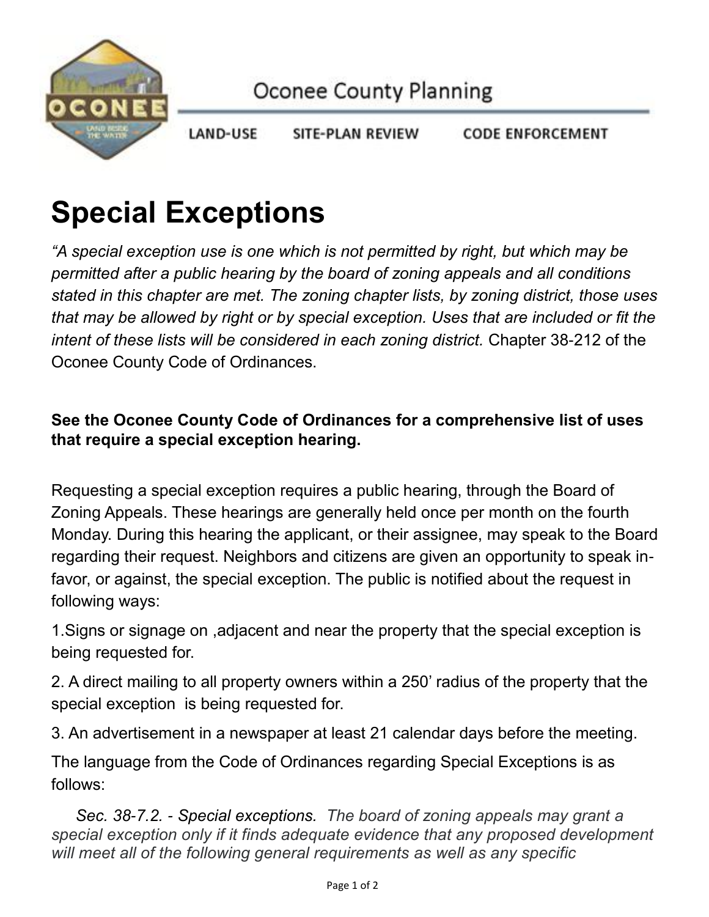Oconee County Planning

LAND-USE SITE-PLAN REVIEW CODE ENFORCEMENT

# Special Exceptions

*"A special exception use is one which is not permitted by right, but which may be permitted after a public hearing by the board of zoning appeals and all conditions stated in this chapter are met. The zoning chapter lists, by zoning district, those uses that may be allowed by right or by special exception. Uses that are included or fit the intent of these lists will be considered in each zoning district.* Chapter 38-212 of the Oconee County Code of Ordinances.

**See the Oconee County Code of Ordinances for a comprehensive list of uses that require a special exception hearing.**

Requesting a special exception requires a public hearing, through the Board of Zoning Appeals. These hearings are generally held once per month on the fourth Monday. During this hearing the applicant, or their assignee, may speak to the Board regarding their request. Neighbors and citizens are given an opportunity to speak in-favor, or against, the special exception. The public is notified about the request in following ways:

1.Signs or signage on ,adjacent and near the property that the special exception is being requested for.

2. A direct mailing to all property owners within a 250' radius of the property that the special exception is being requested for.

3. An advertisement in a newspaper at least 21 calendar days before the meeting.

The language from the Code of Ordinances regarding Special Exceptions is as follows:

*Sec. 38-7.2. - Special exceptions. The board of zoning appeals may grant a special exception only if it finds adequate evidence that any proposed development will meet all of the following general requirements as well as any specific*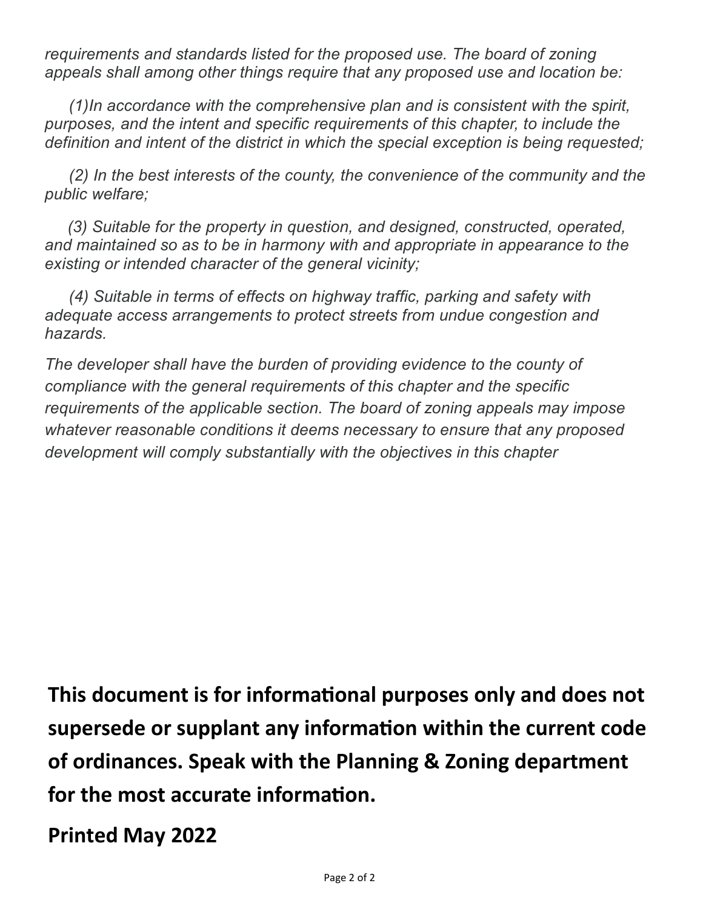*requirements and standards listed for the proposed use. The board of zoning appeals shall among other things require that any proposed use and location be:*

*(1)In accordance with the comprehensive plan and is consistent with the spirit, purposes, and the intent and specific requirements of this chapter, to include the definition and intent of the district in which the special exception is being requested;*

*(2) In the best interests of the county, the convenience of the community and the public welfare;*

*(3) Suitable for the property in question, and designed, constructed, operated, and maintained so as to be in harmony with and appropriate in appearance to the existing or intended character of the general vicinity;*

*(4) Suitable in terms of effects on highway traffic, parking and safety with adequate access arrangements to protect streets from undue congestion and hazards.*

*The developer shall have the burden of providing evidence to the county of compliance with the general requirements of this chapter and the specific requirements of the applicable section. The board of zoning appeals may impose whatever reasonable conditions it deems necessary to ensure that any proposed development will comply substantially with the objectives in this chapter*

**This document is for informational purposes only and does not supersede or supplant any information within the current code of ordinances. Speak with the Planning & Zoning department for the most accurate information.**

**Printed May 2022**